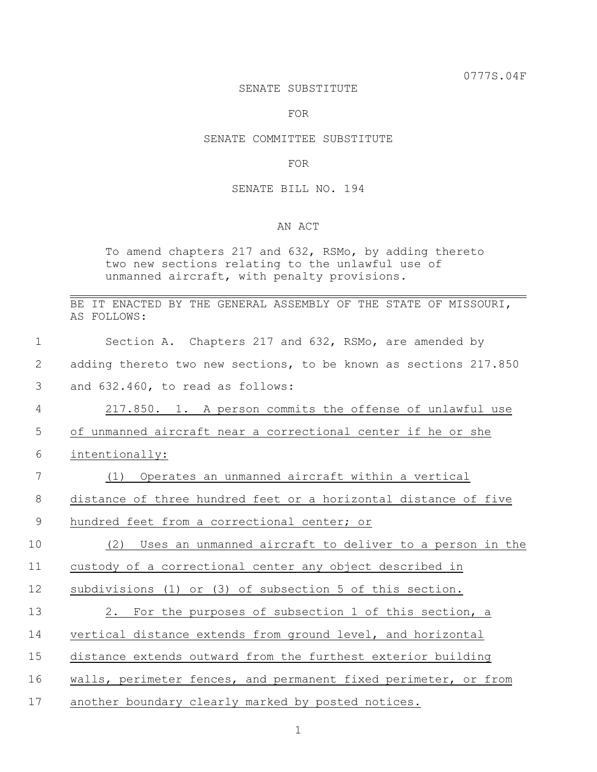0777S.04F

SENATE SUBSTITUTE

FOR

SENATE COMMITTEE SUBSTITUTE

FOR

SENATE BILL NO. 194

AN ACT

To amend chapters 217 and 632, RSMo, by adding thereto two new sections relating to the unlawful use of unmanned aircraft, with penalty provisions.

---

BE IT ENACTED BY THE GENERAL ASSEMBLY OF THE STATE OF MISSOURI, AS FOLLOWS:

Section A. Chapters 217 and 632, RSMo, are amended by adding thereto two new sections, to be known as sections 217.850 and 632.460, to read as follows:

217.850. 1. A person commits the offense of unlawful use of unmanned aircraft near a correctional center if he or she intentionally:

(1) Operates an unmanned aircraft within a vertical distance of three hundred feet or a horizontal distance of five hundred feet from a correctional center; or

(2) Uses an unmanned aircraft to deliver to a person in the custody of a correctional center any object described in subdivisions (1) or (3) of subsection 5 of this section.

2. For the purposes of subsection 1 of this section, a vertical distance extends from ground level, and horizontal distance extends outward from the furthest exterior building walls, perimeter fences, and permanent fixed perimeter, or from another boundary clearly marked by posted notices.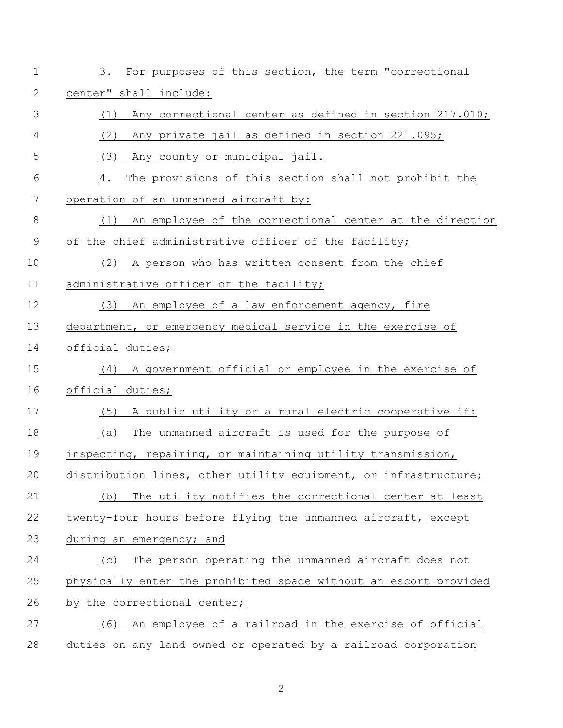3. For purposes of this section, the term "correctional center" shall include:

(1) Any correctional center as defined in section 217.010;

(2) Any private jail as defined in section 221.095;

(3) Any county or municipal jail.

4. The provisions of this section shall not prohibit the operation of an unmanned aircraft by:

(1) An employee of the correctional center at the direction of the chief administrative officer of the facility;

(2) A person who has written consent from the chief administrative officer of the facility;

(3) An employee of a law enforcement agency, fire department, or emergency medical service in the exercise of official duties;

(4) A government official or employee in the exercise of official duties;

(5) A public utility or a rural electric cooperative if:

(a) The unmanned aircraft is used for the purpose of inspecting, repairing, or maintaining utility transmission, distribution lines, other utility equipment, or infrastructure;

(b) The utility notifies the correctional center at least twenty-four hours before flying the unmanned aircraft, except during an emergency; and

(c) The person operating the unmanned aircraft does not physically enter the prohibited space without an escort provided by the correctional center;

(6) An employee of a railroad in the exercise of official duties on any land owned or operated by a railroad corporation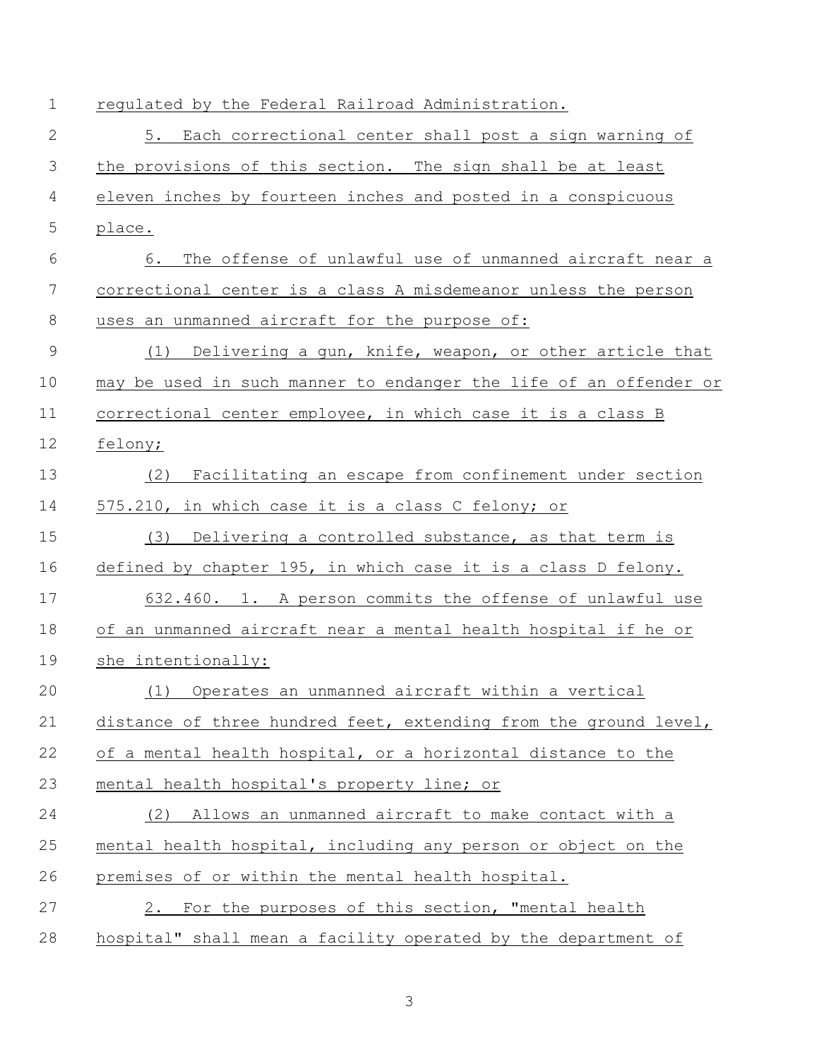regulated by the Federal Railroad Administration.

5. Each correctional center shall post a sign warning of the provisions of this section. The sign shall be at least eleven inches by fourteen inches and posted in a conspicuous place.

6. The offense of unlawful use of unmanned aircraft near a correctional center is a class A misdemeanor unless the person uses an unmanned aircraft for the purpose of:

(1) Delivering a gun, knife, weapon, or other article that may be used in such manner to endanger the life of an offender or correctional center employee, in which case it is a class B felony;

(2) Facilitating an escape from confinement under section 575.210, in which case it is a class C felony; or

(3) Delivering a controlled substance, as that term is defined by chapter 195, in which case it is a class D felony.

632.460. 1. A person commits the offense of unlawful use of an unmanned aircraft near a mental health hospital if he or she intentionally:

(1) Operates an unmanned aircraft within a vertical distance of three hundred feet, extending from the ground level, of a mental health hospital, or a horizontal distance to the mental health hospital's property line; or

(2) Allows an unmanned aircraft to make contact with a mental health hospital, including any person or object on the premises of or within the mental health hospital.

2. For the purposes of this section, "mental health hospital" shall mean a facility operated by the department of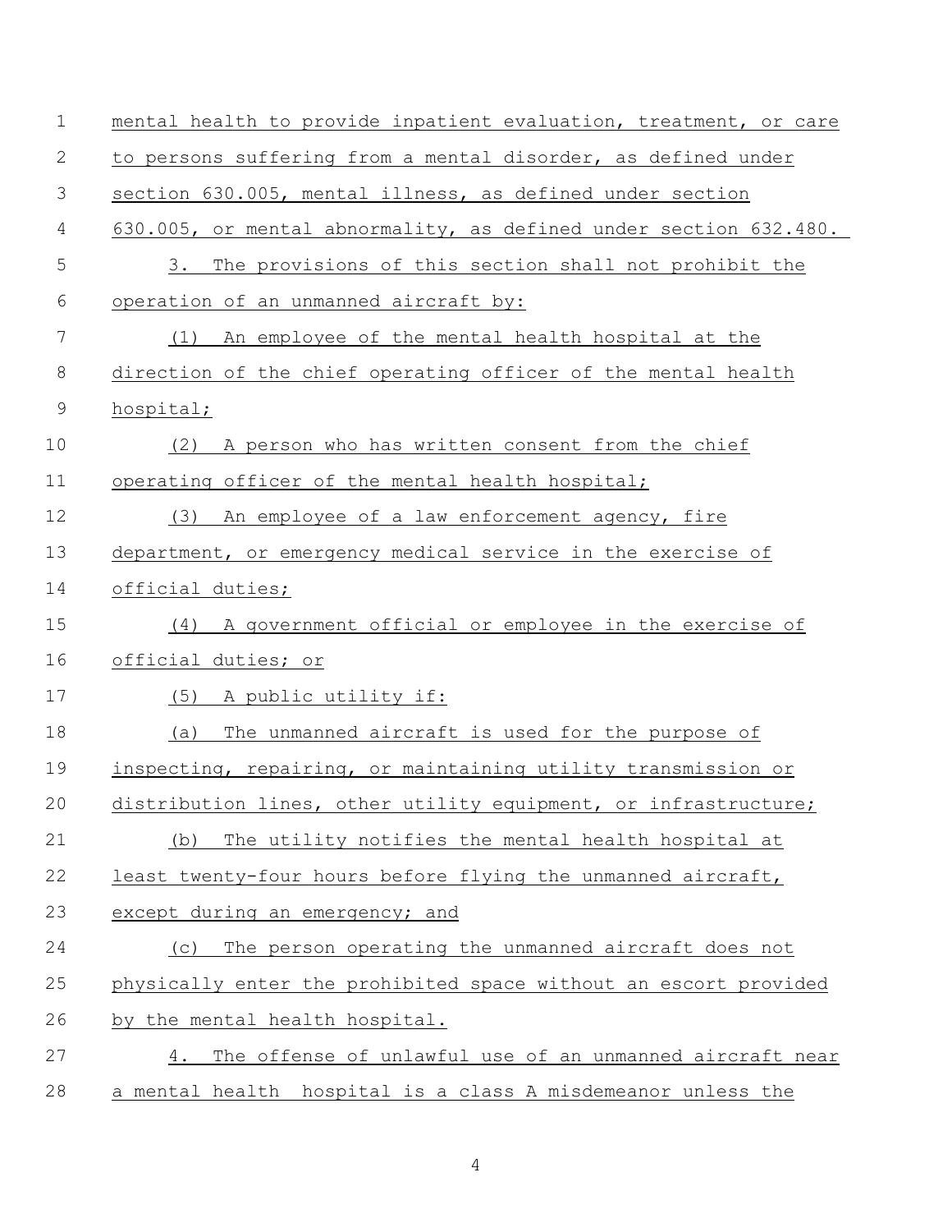mental health to provide inpatient evaluation, treatment, or care to persons suffering from a mental disorder, as defined under section 630.005, mental illness, as defined under section 630.005, or mental abnormality, as defined under section 632.480.

3. The provisions of this section shall not prohibit the operation of an unmanned aircraft by:

(1) An employee of the mental health hospital at the direction of the chief operating officer of the mental health hospital;

(2) A person who has written consent from the chief operating officer of the mental health hospital;

(3) An employee of a law enforcement agency, fire department, or emergency medical service in the exercise of official duties;

(4) A government official or employee in the exercise of official duties; or

(5) A public utility if:

(a) The unmanned aircraft is used for the purpose of inspecting, repairing, or maintaining utility transmission or distribution lines, other utility equipment, or infrastructure;

(b) The utility notifies the mental health hospital at least twenty-four hours before flying the unmanned aircraft, except during an emergency; and

(c) The person operating the unmanned aircraft does not physically enter the prohibited space without an escort provided by the mental health hospital.

4. The offense of unlawful use of an unmanned aircraft near a mental health hospital is a class A misdemeanor unless the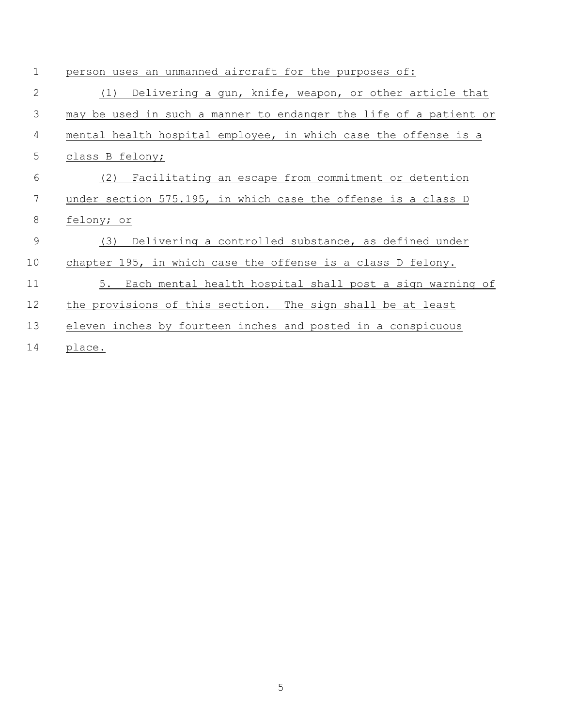person uses an unmanned aircraft for the purposes of:

(1) Delivering a gun, knife, weapon, or other article that may be used in such a manner to endanger the life of a patient or mental health hospital employee, in which case the offense is a class B felony;

(2) Facilitating an escape from commitment or detention under section 575.195, in which case the offense is a class D felony; or

(3) Delivering a controlled substance, as defined under chapter 195, in which case the offense is a class D felony.

5. Each mental health hospital shall post a sign warning of the provisions of this section. The sign shall be at least eleven inches by fourteen inches and posted in a conspicuous place.